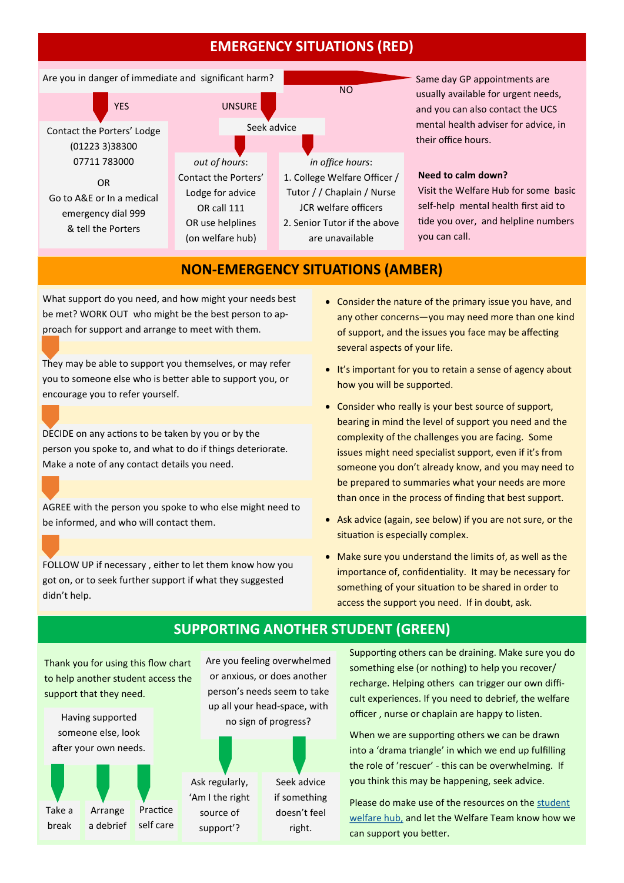## EMERGENCY SITUATIONS (RED)

Are you in danger of immediate and significant harm?

**YES**

Contact the Porters' Lodge
(01223 3)38300
07711 783000

OR

Go to A&E or In a medical emergency dial 999 & tell the Porters

**UNSURE**

Seek advice

*out of hours*:
Contact the Porters' Lodge for advice
OR call 111
OR use helplines (on welfare hub)

*in office hours*:
1. College Welfare Officer / Tutor / / Chaplain / Nurse JCR welfare officers
2. Senior Tutor if the above are unavailable

**NO**

Same day GP appointments are usually available for urgent needs, and you can also contact the UCS mental health adviser for advice, in their office hours.

**Need to calm down?**
Visit the Welfare Hub for some basic self-help mental health first aid to tide you over, and helpline numbers you can call.

## NON-EMERGENCY SITUATIONS (AMBER)

What support do you need, and how might your needs best be met? WORK OUT who might be the best person to approach for support and arrange to meet with them.

They may be able to support you themselves, or may refer you to someone else who is better able to support you, or encourage you to refer yourself.

DECIDE on any actions to be taken by you or by the person you spoke to, and what to do if things deteriorate. Make a note of any contact details you need.

AGREE with the person you spoke to who else might need to be informed, and who will contact them.

FOLLOW UP if necessary , either to let them know how you got on, or to seek further support if what they suggested didn't help.

- Consider the nature of the primary issue you have, and any other concerns—you may need more than one kind of support, and the issues you face may be affecting several aspects of your life.
- It's important for you to retain a sense of agency about how you will be supported.
- Consider who really is your best source of support, bearing in mind the level of support you need and the complexity of the challenges you are facing. Some issues might need specialist support, even if it's from someone you don't already know, and you may need to be prepared to summaries what your needs are more than once in the process of finding that best support.
- Ask advice (again, see below) if you are not sure, or the situation is especially complex.
- Make sure you understand the limits of, as well as the importance of, confidentiality. It may be necessary for something of your situation to be shared in order to access the support you need. If in doubt, ask.

## SUPPORTING ANOTHER STUDENT (GREEN)

Thank you for using this flow chart to help another student access the support that they need.

Having supported someone else, look after your own needs.

- Take a break
- Arrange a debrief
- Practice self care

Are you feeling overwhelmed or anxious, or does another person's needs seem to take up all your head-space, with no sign of progress?

- Ask regularly, 'Am I the right source of support'?
- Seek advice if something doesn't feel right.

Supporting others can be draining. Make sure you do something else (or nothing) to help you recover/recharge. Helping others can trigger our own difficult experiences. If you need to debrief, the welfare officer , nurse or chaplain are happy to listen.

When we are supporting others we can be drawn into a 'drama triangle' in which we end up fulfilling the role of 'rescuer' - this can be overwhelming. If you think this may be happening, seek advice.

Please do make use of the resources on the student welfare hub, and let the Welfare Team know how we can support you better.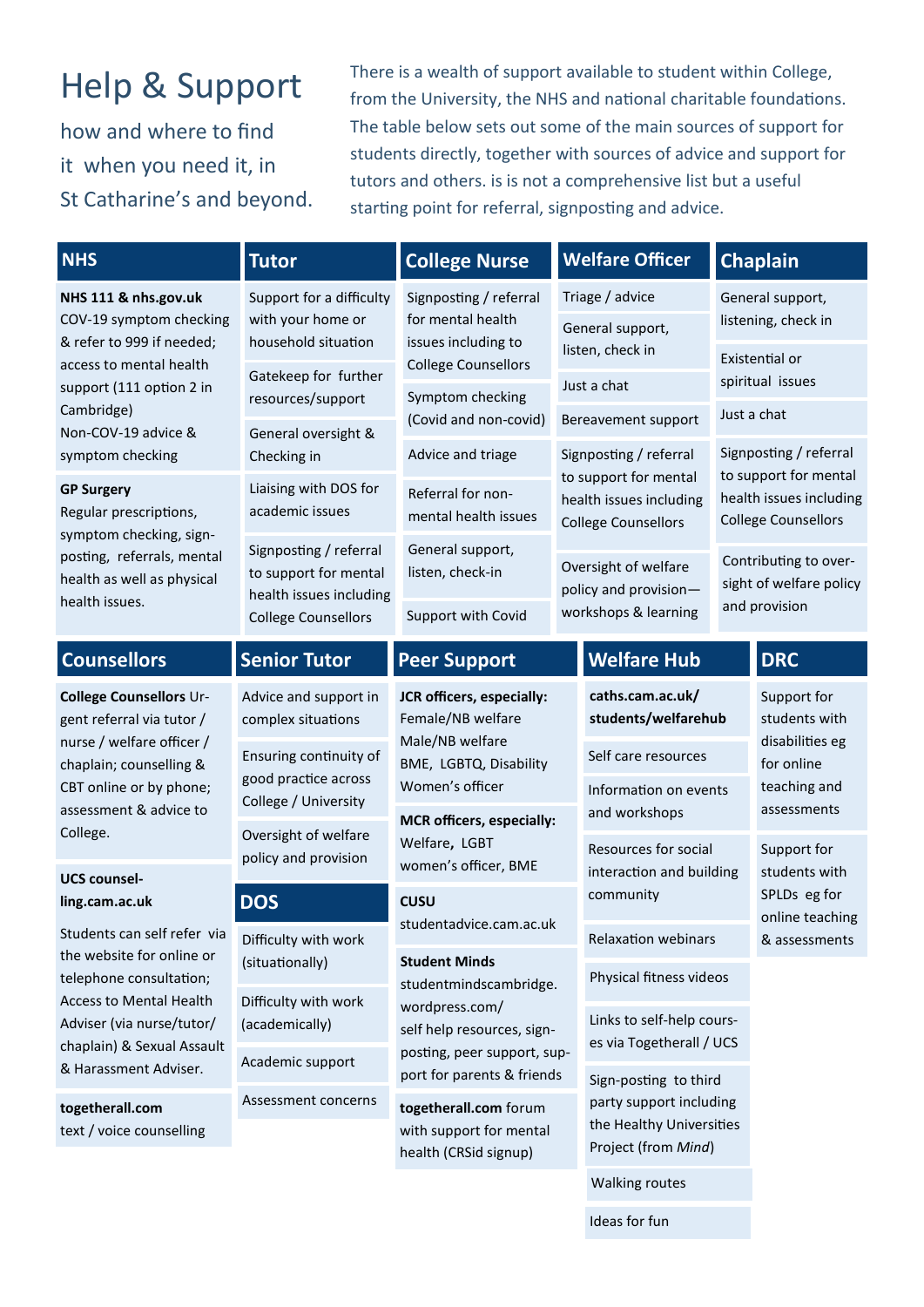# Help & Support

how and where to find it when you need it, in St Catharine's and beyond.

There is a wealth of support available to student within College, from the University, the NHS and national charitable foundations. The table below sets out some of the main sources of support for students directly, together with sources of advice and support for tutors and others. is is not a comprehensive list but a useful starting point for referral, signposting and advice.

## NHS

**NHS 111 & nhs.gov.uk**
COV-19 symptom checking & refer to 999 if needed; access to mental health support (111 option 2 in Cambridge)
Non-COV-19 advice & symptom checking

**GP Surgery**
Regular prescriptions, symptom checking, sign-posting, referrals, mental health as well as physical health issues.

## Tutor

- Support for a difficulty with your home or household situation
- Gatekeep for further resources/support
- General oversight & Checking in
- Liaising with DOS for academic issues
- Signposting / referral to support for mental health issues including College Counsellors

## College Nurse

- Signposting / referral for mental health issues including to College Counsellors
- Symptom checking (Covid and non-covid)
- Advice and triage
- Referral for non-mental health issues
- General support, listen, check-in
- Support with Covid

## Welfare Officer

- Triage / advice
- General support, listen, check in
- Just a chat
- Bereavement support
- Signposting / referral to support for mental health issues including College Counsellors
- Oversight of welfare policy and provision—workshops & learning

## Chaplain

- General support, listening, check in
- Existential or spiritual issues
- Just a chat
- Signposting / referral to support for mental health issues including College Counsellors
- Contributing to over-sight of welfare policy and provision

## Counsellors

**College Counsellors** Urgent referral via tutor / nurse / welfare officer / chaplain; counselling & CBT online or by phone; assessment & advice to College.

**UCS counselling.cam.ac.uk**

Students can self refer via the website for online or telephone consultation; Access to Mental Health Adviser (via nurse/tutor/chaplain) & Sexual Assault & Harassment Adviser.

**togetherall.com**
text / voice counselling

## Senior Tutor

- Advice and support in complex situations
- Ensuring continuity of good practice across College / University
- Oversight of welfare policy and provision

## DOS

- Difficulty with work (situationally)
- Difficulty with work (academically)
- Academic support
- Assessment concerns

## Peer Support

**JCR officers, especially:**
Female/NB welfare
Male/NB welfare
BME, LGBTQ, Disability
Women's officer

**MCR officers, especially:**
Welfare, LGBT
women's officer, BME

**CUSU**
studentadvice.cam.ac.uk

**Student Minds**
studentmindscambridge.wordpress.com/
self help resources, sign-posting, peer support, support for parents & friends

**togetherall.com** forum with support for mental health (CRSid signup)

## Welfare Hub

**caths.cam.ac.uk/students/welfarehub**

- Self care resources
- Information on events and workshops
- Resources for social interaction and building community
- Relaxation webinars
- Physical fitness videos
- Links to self-help courses via Togetherall / UCS
- Sign-posting to third party support including the Healthy Universities Project (from *Mind*)
- Walking routes
- Ideas for fun

## DRC

- Support for students with disabilities eg for online teaching and assessments
- Support for students with SPLDs eg for online teaching & assessments